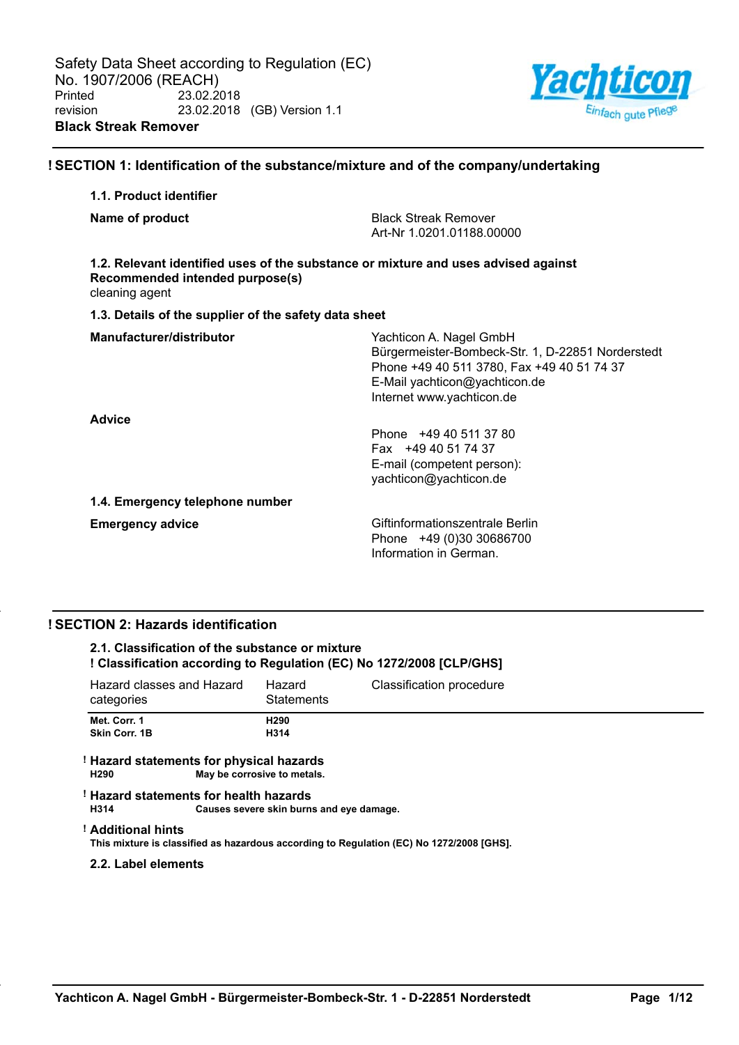Safety Data Sheet according to Regulation (EC) No. 1907/2006 (REACH)

Printed 23.02.2018

revision 23.02.2018 (GB) Version 1.1

**Black Streak Remover**

## ! SECTION 1: Identification of the substance/mixture and of the company/undertaking

### 1.1. Product identifier

**Name of product**

Black Streak Remover
Art-Nr 1.0201.01188.00000

### 1.2. Relevant identified uses of the substance or mixture and uses advised against

**Recommended intended purpose(s)**

cleaning agent

### 1.3. Details of the supplier of the safety data sheet

**Manufacturer/distributor**

Yachticon A. Nagel GmbH
Bürgermeister-Bombeck-Str. 1, D-22851 Norderstedt
Phone +49 40 511 3780, Fax +49 40 51 74 37
E-Mail yachticon@yachticon.de
Internet www.yachticon.de

**Advice**

Phone +49 40 511 37 80
Fax +49 40 51 74 37
E-mail (competent person):
yachticon@yachticon.de

### 1.4. Emergency telephone number

**Emergency advice**

Giftinformationszentrale Berlin
Phone +49 (0)30 30686700
Information in German.

## ! SECTION 2: Hazards identification

### 2.1. Classification of the substance or mixture

**! Classification according to Regulation (EC) No 1272/2008 [CLP/GHS]**

| Hazard classes and Hazard categories | Hazard Statements | Classification procedure |
|---|---|---|
| **Met. Corr. 1** | **H290** | |
| **Skin Corr. 1B** | **H314** | |

**! Hazard statements for physical hazards**

**H290** **May be corrosive to metals.**

**! Hazard statements for health hazards**

**H314** **Causes severe skin burns and eye damage.**

**! Additional hints**

**This mixture is classified as hazardous according to Regulation (EC) No 1272/2008 [GHS].**

### 2.2. Label elements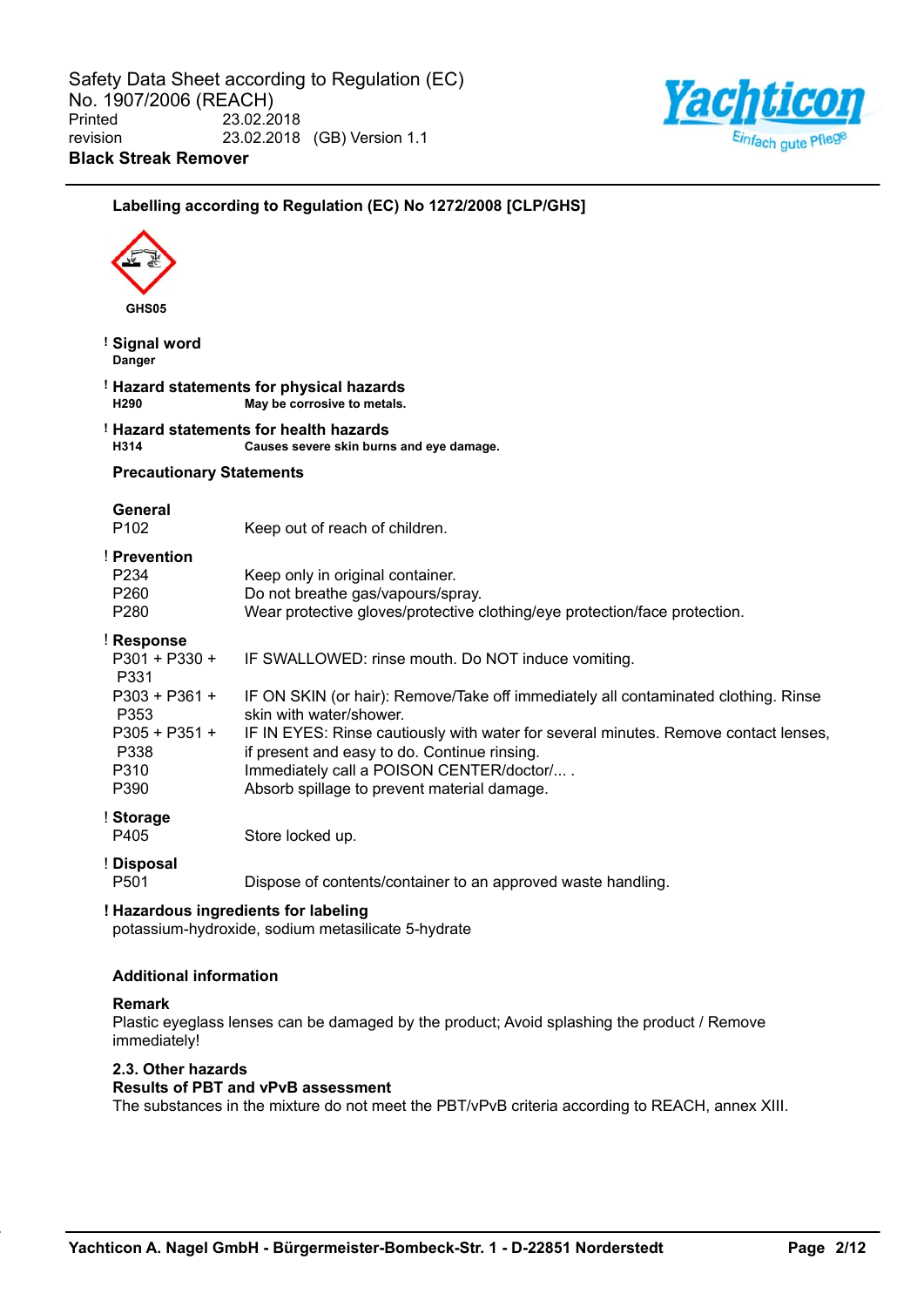### Labelling according to Regulation (EC) No 1272/2008 [CLP/GHS]

GHS05

**! Signal word**
**Danger**

**! Hazard statements for physical hazards**

| | |
|---|---|
| **H290** | **May be corrosive to metals.** |

**! Hazard statements for health hazards**

| | |
|---|---|
| **H314** | **Causes severe skin burns and eye damage.** |

**Precautionary Statements**

**General**

| | |
|---|---|
| P102 | Keep out of reach of children. |

**! Prevention**

| | |
|---|---|
| P234 | Keep only in original container. |
| P260 | Do not breathe gas/vapours/spray. |
| P280 | Wear protective gloves/protective clothing/eye protection/face protection. |

**! Response**

| | |
|---|---|
| P301 + P330 + P331 | IF SWALLOWED: rinse mouth. Do NOT induce vomiting. |
| P303 + P361 + P353 | IF ON SKIN (or hair): Remove/Take off immediately all contaminated clothing. Rinse skin with water/shower. |
| P305 + P351 + P338 | IF IN EYES: Rinse cautiously with water for several minutes. Remove contact lenses, if present and easy to do. Continue rinsing. |
| P310 | Immediately call a POISON CENTER/doctor/... . |
| P390 | Absorb spillage to prevent material damage. |

**! Storage**

| | |
|---|---|
| P405 | Store locked up. |

**! Disposal**

| | |
|---|---|
| P501 | Dispose of contents/container to an approved waste handling. |

**! Hazardous ingredients for labeling**
potassium-hydroxide, sodium metasilicate 5-hydrate

**Additional information**

**Remark**
Plastic eyeglass lenses can be damaged by the product; Avoid splashing the product / Remove immediately!

### 2.3. Other hazards

**Results of PBT and vPvB assessment**
The substances in the mixture do not meet the PBT/vPvB criteria according to REACH, annex XIII.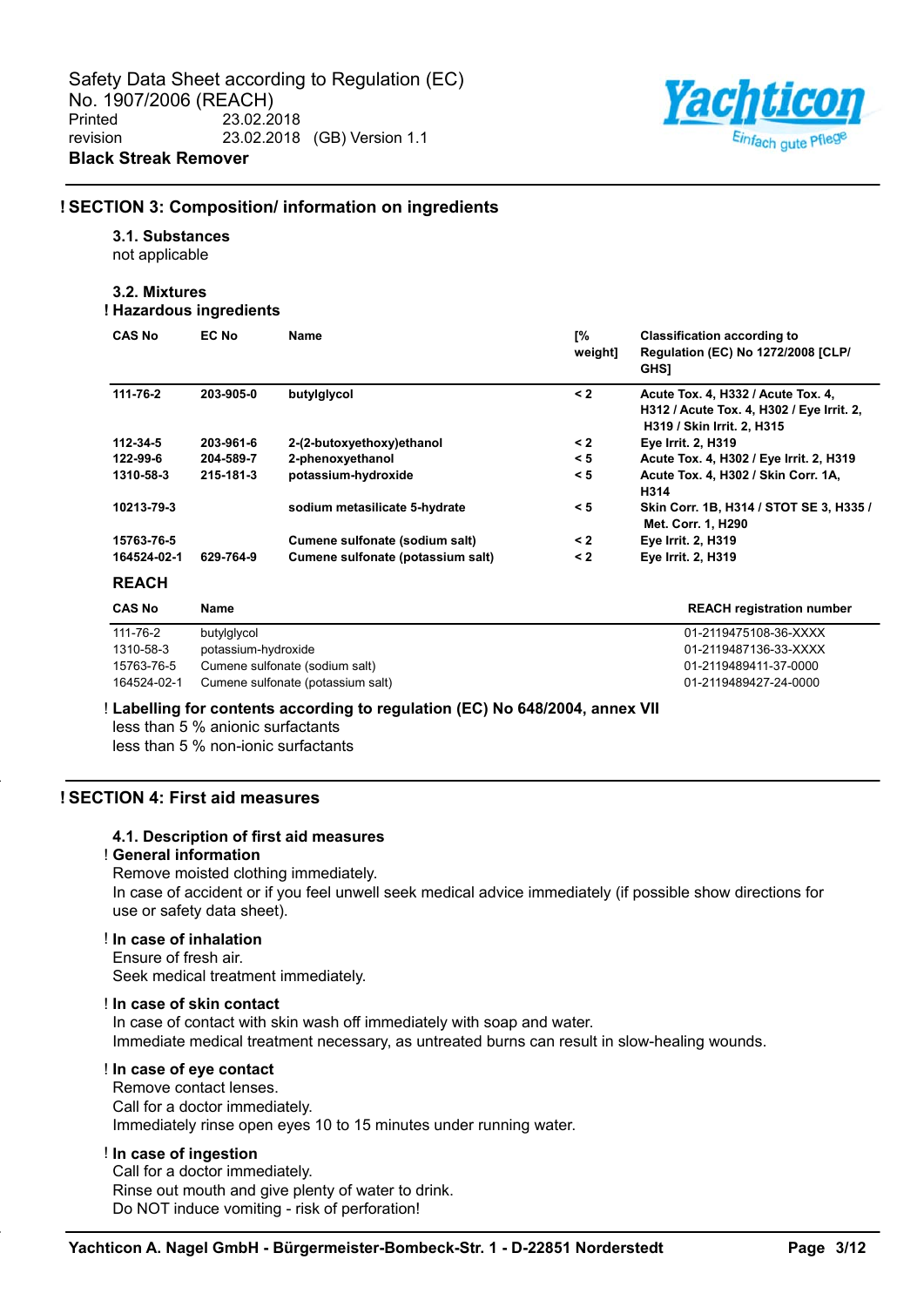## ! SECTION 3: Composition/ information on ingredients

### 3.1. Substances

not applicable

### 3.2. Mixtures

**! Hazardous ingredients**

| CAS No | EC No | Name | [% weight] | Classification according to Regulation (EC) No 1272/2008 [CLP/ GHS] |
|---|---|---|---|---|
| 111-76-2 | 203-905-0 | butylglycol | < 2 | Acute Tox. 4, H332 / Acute Tox. 4, H312 / Acute Tox. 4, H302 / Eye Irrit. 2, H319 / Skin Irrit. 2, H315 |
| 112-34-5 | 203-961-6 | 2-(2-butoxyethoxy)ethanol | < 2 | Eye Irrit. 2, H319 |
| 122-99-6 | 204-589-7 | 2-phenoxyethanol | < 5 | Acute Tox. 4, H302 / Eye Irrit. 2, H319 |
| 1310-58-3 | 215-181-3 | potassium-hydroxide | < 5 | Acute Tox. 4, H302 / Skin Corr. 1A, H314 |
| 10213-79-3 | | sodium metasilicate 5-hydrate | < 5 | Skin Corr. 1B, H314 / STOT SE 3, H335 / Met. Corr. 1, H290 |
| 15763-76-5 | | Cumene sulfonate (sodium salt) | < 2 | Eye Irrit. 2, H319 |
| 164524-02-1 | 629-764-9 | Cumene sulfonate (potassium salt) | < 2 | Eye Irrit. 2, H319 |

**REACH**

| CAS No | Name | REACH registration number |
|---|---|---|
| 111-76-2 | butylglycol | 01-2119475108-36-XXXX |
| 1310-58-3 | potassium-hydroxide | 01-2119487136-33-XXXX |
| 15763-76-5 | Cumene sulfonate (sodium salt) | 01-2119489411-37-0000 |
| 164524-02-1 | Cumene sulfonate (potassium salt) | 01-2119489427-24-0000 |

**! Labelling for contents according to regulation (EC) No 648/2004, annex VII**

less than 5 % anionic surfactants
less than 5 % non-ionic surfactants

## ! SECTION 4: First aid measures

### 4.1. Description of first aid measures

**! General information**

Remove moisted clothing immediately.
In case of accident or if you feel unwell seek medical advice immediately (if possible show directions for use or safety data sheet).

**! In case of inhalation**

Ensure of fresh air.
Seek medical treatment immediately.

**! In case of skin contact**

In case of contact with skin wash off immediately with soap and water.
Immediate medical treatment necessary, as untreated burns can result in slow-healing wounds.

**! In case of eye contact**

Remove contact lenses.
Call for a doctor immediately.
Immediately rinse open eyes 10 to 15 minutes under running water.

**! In case of ingestion**

Call for a doctor immediately.
Rinse out mouth and give plenty of water to drink.
Do NOT induce vomiting - risk of perforation!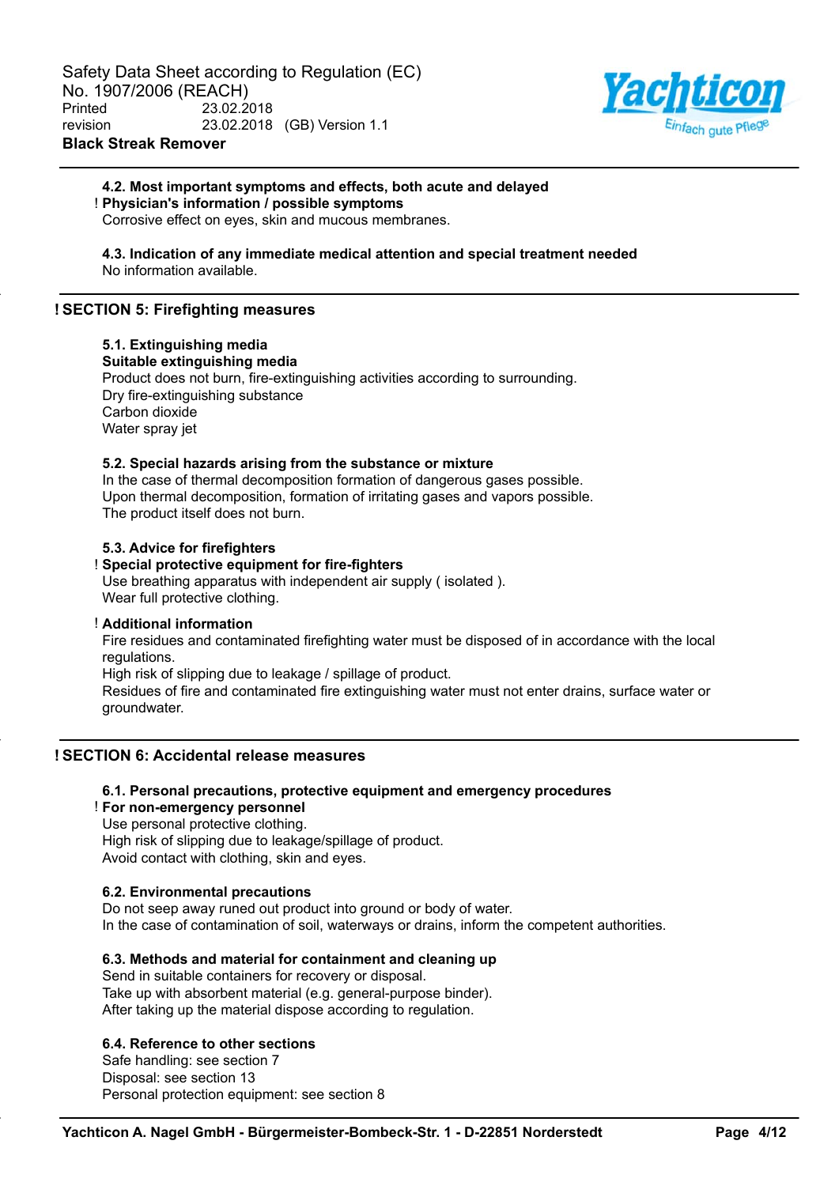### 4.2. Most important symptoms and effects, both acute and delayed

! **Physician's information / possible symptoms**

Corrosive effect on eyes, skin and mucous membranes.

### 4.3. Indication of any immediate medical attention and special treatment needed

No information available.

## ! SECTION 5: Firefighting measures

### 5.1. Extinguishing media

**Suitable extinguishing media**

Product does not burn, fire-extinguishing activities according to surrounding.
Dry fire-extinguishing substance
Carbon dioxide
Water spray jet

### 5.2. Special hazards arising from the substance or mixture

In the case of thermal decomposition formation of dangerous gases possible.
Upon thermal decomposition, formation of irritating gases and vapors possible.
The product itself does not burn.

### 5.3. Advice for firefighters

! **Special protective equipment for fire-fighters**

Use breathing apparatus with independent air supply ( isolated ).
Wear full protective clothing.

! **Additional information**

Fire residues and contaminated firefighting water must be disposed of in accordance with the local regulations.
High risk of slipping due to leakage / spillage of product.
Residues of fire and contaminated fire extinguishing water must not enter drains, surface water or groundwater.

## ! SECTION 6: Accidental release measures

### 6.1. Personal precautions, protective equipment and emergency procedures

! **For non-emergency personnel**

Use personal protective clothing.
High risk of slipping due to leakage/spillage of product.
Avoid contact with clothing, skin and eyes.

### 6.2. Environmental precautions

Do not seep away runed out product into ground or body of water.
In the case of contamination of soil, waterways or drains, inform the competent authorities.

### 6.3. Methods and material for containment and cleaning up

Send in suitable containers for recovery or disposal.
Take up with absorbent material (e.g. general-purpose binder).
After taking up the material dispose according to regulation.

### 6.4. Reference to other sections

Safe handling: see section 7
Disposal: see section 13
Personal protection equipment: see section 8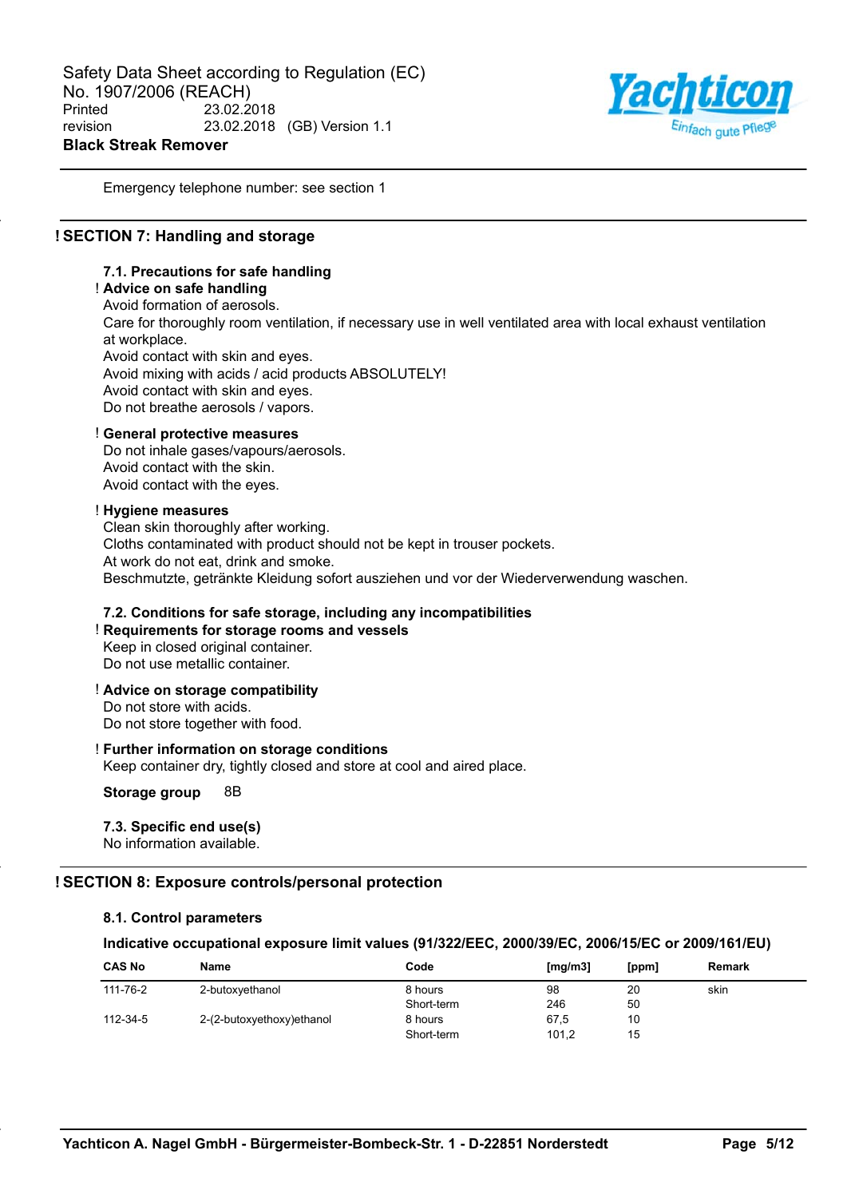Emergency telephone number: see section 1

## ! SECTION 7: Handling and storage

### 7.1. Precautions for safe handling

! **Advice on safe handling**

Avoid formation of aerosols.
Care for thoroughly room ventilation, if necessary use in well ventilated area with local exhaust ventilation at workplace.
Avoid contact with skin and eyes.
Avoid mixing with acids / acid products ABSOLUTELY!
Avoid contact with skin and eyes.
Do not breathe aerosols / vapors.

! **General protective measures**

Do not inhale gases/vapours/aerosols.
Avoid contact with the skin.
Avoid contact with the eyes.

! **Hygiene measures**

Clean skin thoroughly after working.
Cloths contaminated with product should not be kept in trouser pockets.
At work do not eat, drink and smoke.
Beschmutzte, getränkte Kleidung sofort ausziehen und vor der Wiederverwendung waschen.

### 7.2. Conditions for safe storage, including any incompatibilities

! **Requirements for storage rooms and vessels**

Keep in closed original container.
Do not use metallic container.

! **Advice on storage compatibility**

Do not store with acids.
Do not store together with food.

! **Further information on storage conditions**

Keep container dry, tightly closed and store at cool and aired place.

**Storage group** 8B

### 7.3. Specific end use(s)

No information available.

## ! SECTION 8: Exposure controls/personal protection

### 8.1. Control parameters

**Indicative occupational exposure limit values (91/322/EEC, 2000/39/EC, 2006/15/EC or 2009/161/EU)**

| CAS No | Name | Code | [mg/m3] | [ppm] | Remark |
|---|---|---|---|---|---|
| 111-76-2 | 2-butoxyethanol | 8 hours | 98 | 20 | skin |
| | | Short-term | 246 | 50 | |
| 112-34-5 | 2-(2-butoxyethoxy)ethanol | 8 hours | 67,5 | 10 | |
| | | Short-term | 101,2 | 15 | |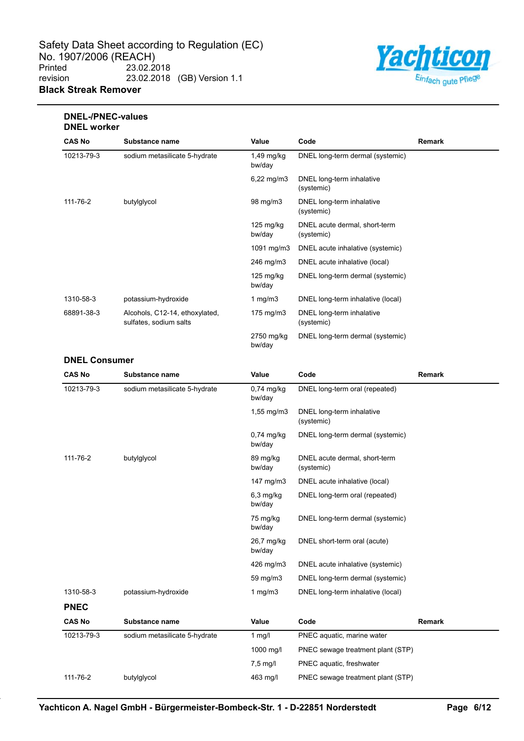## DNEL-/PNEC-values

### DNEL worker

| CAS No | Substance name | Value | Code | Remark |
|---|---|---|---|---|
| 10213-79-3 | sodium metasilicate 5-hydrate | 1,49 mg/kg bw/day | DNEL long-term dermal (systemic) | |
| | | 6,22 mg/m3 | DNEL long-term inhalative (systemic) | |
| 111-76-2 | butylglycol | 98 mg/m3 | DNEL long-term inhalative (systemic) | |
| | | 125 mg/kg bw/day | DNEL acute dermal, short-term (systemic) | |
| | | 1091 mg/m3 | DNEL acute inhalative (systemic) | |
| | | 246 mg/m3 | DNEL acute inhalative (local) | |
| | | 125 mg/kg bw/day | DNEL long-term dermal (systemic) | |
| 1310-58-3 | potassium-hydroxide | 1 mg/m3 | DNEL long-term inhalative (local) | |
| 68891-38-3 | Alcohols, C12-14, ethoxylated, sulfates, sodium salts | 175 mg/m3 | DNEL long-term inhalative (systemic) | |
| | | 2750 mg/kg bw/day | DNEL long-term dermal (systemic) | |

### DNEL Consumer

| CAS No | Substance name | Value | Code | Remark |
|---|---|---|---|---|
| 10213-79-3 | sodium metasilicate 5-hydrate | 0,74 mg/kg bw/day | DNEL long-term oral (repeated) | |
| | | 1,55 mg/m3 | DNEL long-term inhalative (systemic) | |
| | | 0,74 mg/kg bw/day | DNEL long-term dermal (systemic) | |
| 111-76-2 | butylglycol | 89 mg/kg bw/day | DNEL acute dermal, short-term (systemic) | |
| | | 147 mg/m3 | DNEL acute inhalative (local) | |
| | | 6,3 mg/kg bw/day | DNEL long-term oral (repeated) | |
| | | 75 mg/kg bw/day | DNEL long-term dermal (systemic) | |
| | | 26,7 mg/kg bw/day | DNEL short-term oral (acute) | |
| | | 426 mg/m3 | DNEL acute inhalative (systemic) | |
| | | 59 mg/m3 | DNEL long-term dermal (systemic) | |
| 1310-58-3 | potassium-hydroxide | 1 mg/m3 | DNEL long-term inhalative (local) | |

### PNEC

| CAS No | Substance name | Value | Code | Remark |
|---|---|---|---|---|
| 10213-79-3 | sodium metasilicate 5-hydrate | 1 mg/l | PNEC aquatic, marine water | |
| | | 1000 mg/l | PNEC sewage treatment plant (STP) | |
| | | 7,5 mg/l | PNEC aquatic, freshwater | |
| 111-76-2 | butylglycol | 463 mg/l | PNEC sewage treatment plant (STP) | |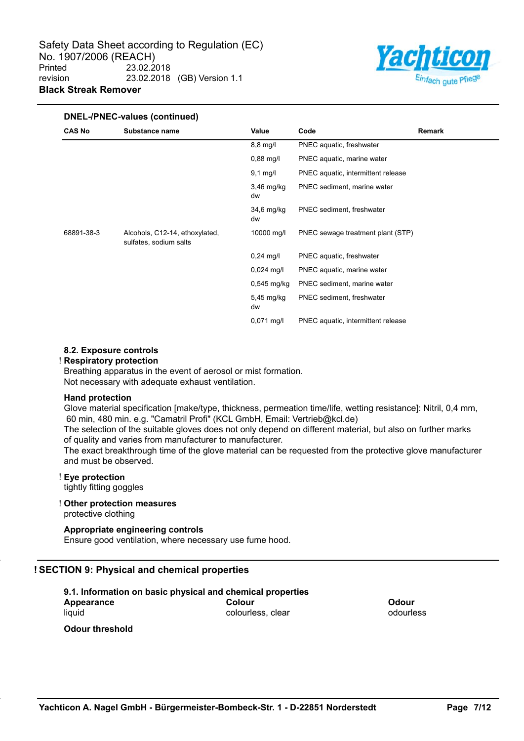**DNEL-/PNEC-values (continued)**

| CAS No | Substance name | Value | Code | Remark |
|---|---|---|---|---|
| | | 8,8 mg/l | PNEC aquatic, freshwater | |
| | | 0,88 mg/l | PNEC aquatic, marine water | |
| | | 9,1 mg/l | PNEC aquatic, intermittent release | |
| | | 3,46 mg/kg dw | PNEC sediment, marine water | |
| | | 34,6 mg/kg dw | PNEC sediment, freshwater | |
| 68891-38-3 | Alcohols, C12-14, ethoxylated, sulfates, sodium salts | 10000 mg/l | PNEC sewage treatment plant (STP) | |
| | | 0,24 mg/l | PNEC aquatic, freshwater | |
| | | 0,024 mg/l | PNEC aquatic, marine water | |
| | | 0,545 mg/kg | PNEC sediment, marine water | |
| | | 5,45 mg/kg dw | PNEC sediment, freshwater | |
| | | 0,071 mg/l | PNEC aquatic, intermittent release | |

### 8.2. Exposure controls

! **Respiratory protection**

Breathing apparatus in the event of aerosol or mist formation.
Not necessary with adequate exhaust ventilation.

**Hand protection**

Glove material specification [make/type, thickness, permeation time/life, wetting resistance]: Nitril, 0,4 mm, 60 min, 480 min. e.g. "Camatril Profi" (KCL GmbH, Email: Vertrieb@kcl.de)
The selection of the suitable gloves does not only depend on different material, but also on further marks of quality and varies from manufacturer to manufacturer.
The exact breakthrough time of the glove material can be requested from the protective glove manufacturer and must be observed.

! **Eye protection**

tightly fitting goggles

! **Other protection measures**

protective clothing

**Appropriate engineering controls**

Ensure good ventilation, where necessary use fume hood.

## ! SECTION 9: Physical and chemical properties

### 9.1. Information on basic physical and chemical properties

**Appearance**
liquid

**Colour**
colourless, clear

**Odour**
odourless

**Odour threshold**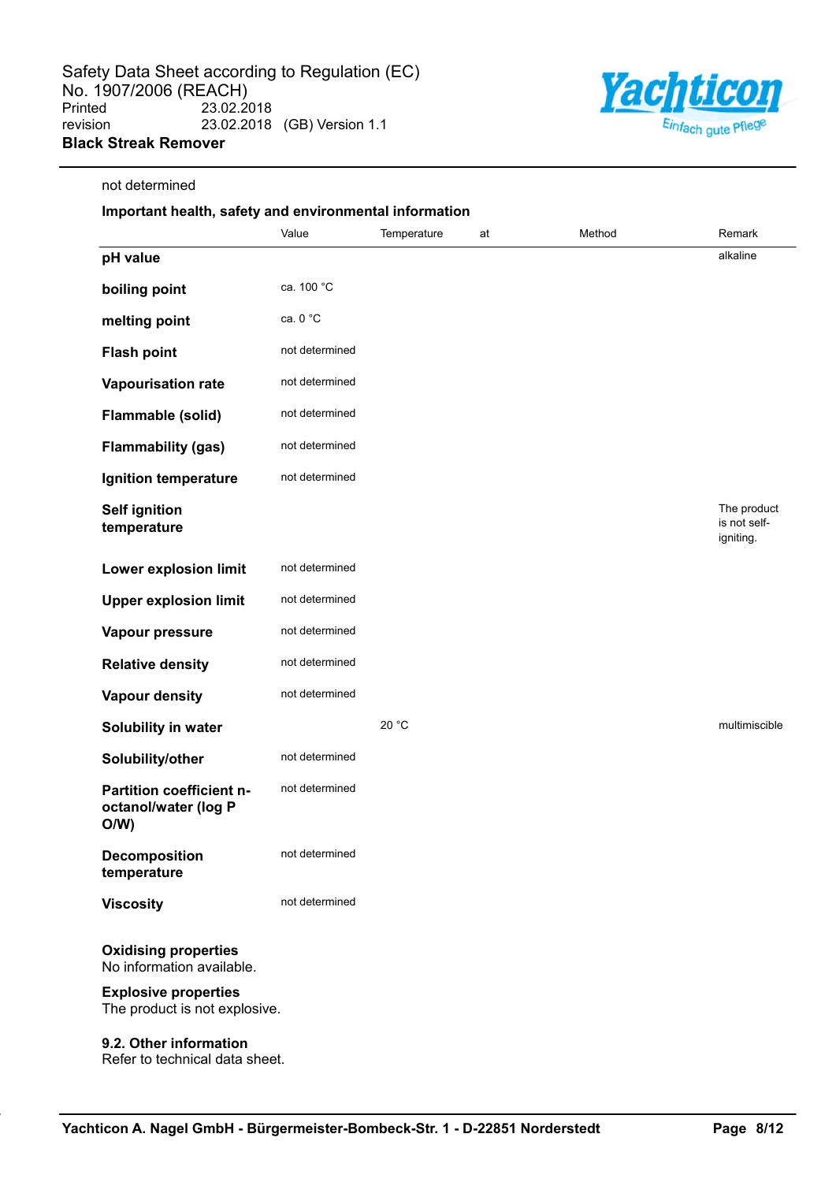not determined

**Important health, safety and environmental information**

| | Value | Temperature | at | Method | Remark |
|---|---|---|---|---|---|
| **pH value** | | | | | alkaline |
| **boiling point** | ca. 100 °C | | | | |
| **melting point** | ca. 0 °C | | | | |
| **Flash point** | not determined | | | | |
| **Vapourisation rate** | not determined | | | | |
| **Flammable (solid)** | not determined | | | | |
| **Flammability (gas)** | not determined | | | | |
| **Ignition temperature** | not determined | | | | |
| **Self ignition temperature** | | | | | The product is not self-igniting. |
| **Lower explosion limit** | not determined | | | | |
| **Upper explosion limit** | not determined | | | | |
| **Vapour pressure** | not determined | | | | |
| **Relative density** | not determined | | | | |
| **Vapour density** | not determined | | | | |
| **Solubility in water** | | 20 °C | | | multimiscible |
| **Solubility/other** | not determined | | | | |
| **Partition coefficient n-octanol/water (log P O/W)** | not determined | | | | |
| **Decomposition temperature** | not determined | | | | |
| **Viscosity** | not determined | | | | |

**Oxidising properties**
No information available.

**Explosive properties**
The product is not explosive.

**9.2. Other information**
Refer to technical data sheet.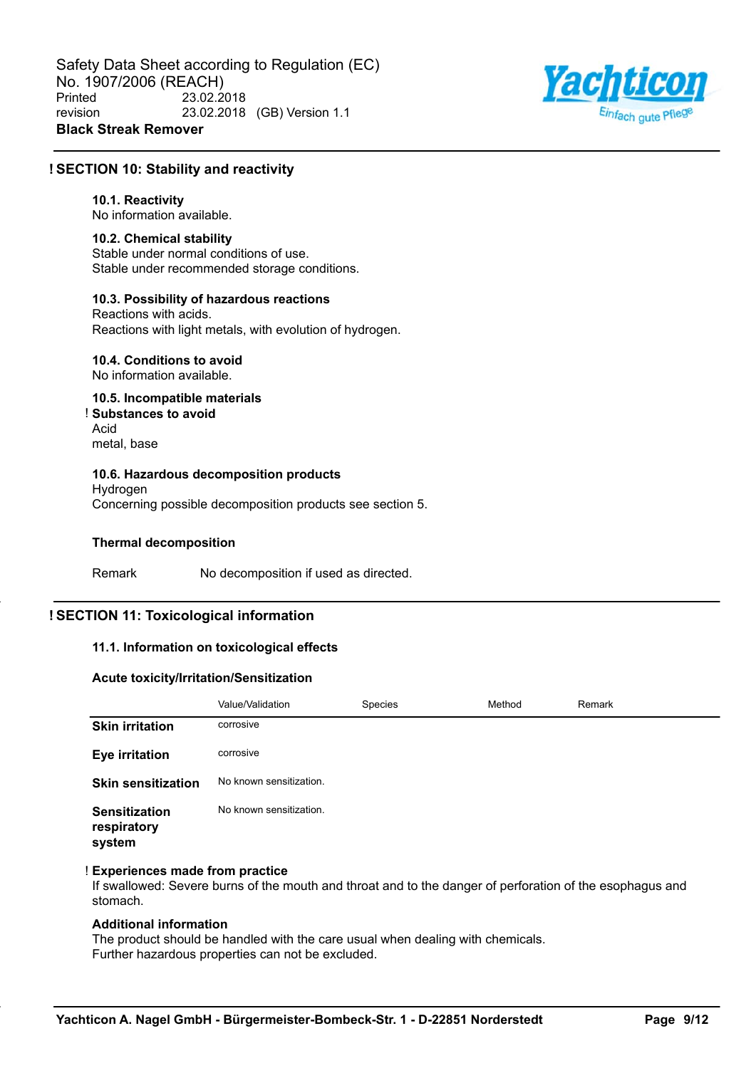## ! SECTION 10: Stability and reactivity

### 10.1. Reactivity

No information available.

### 10.2. Chemical stability

Stable under normal conditions of use.
Stable under recommended storage conditions.

### 10.3. Possibility of hazardous reactions

Reactions with acids.
Reactions with light metals, with evolution of hydrogen.

### 10.4. Conditions to avoid

No information available.

### 10.5. Incompatible materials

! **Substances to avoid**

Acid
metal, base

### 10.6. Hazardous decomposition products

Hydrogen
Concerning possible decomposition products see section 5.

**Thermal decomposition**

| | |
|---|---|
| Remark | No decomposition if used as directed. |

## ! SECTION 11: Toxicological information

### 11.1. Information on toxicological effects

**Acute toxicity/Irritation/Sensitization**

| | Value/Validation | Species | Method | Remark |
|---|---|---|---|---|
| **Skin irritation** | corrosive | | | |
| **Eye irritation** | corrosive | | | |
| **Skin sensitization** | No known sensitization. | | | |
| **Sensitization respiratory system** | No known sensitization. | | | |

! **Experiences made from practice**

If swallowed: Severe burns of the mouth and throat and to the danger of perforation of the esophagus and stomach.

**Additional information**

The product should be handled with the care usual when dealing with chemicals.
Further hazardous properties can not be excluded.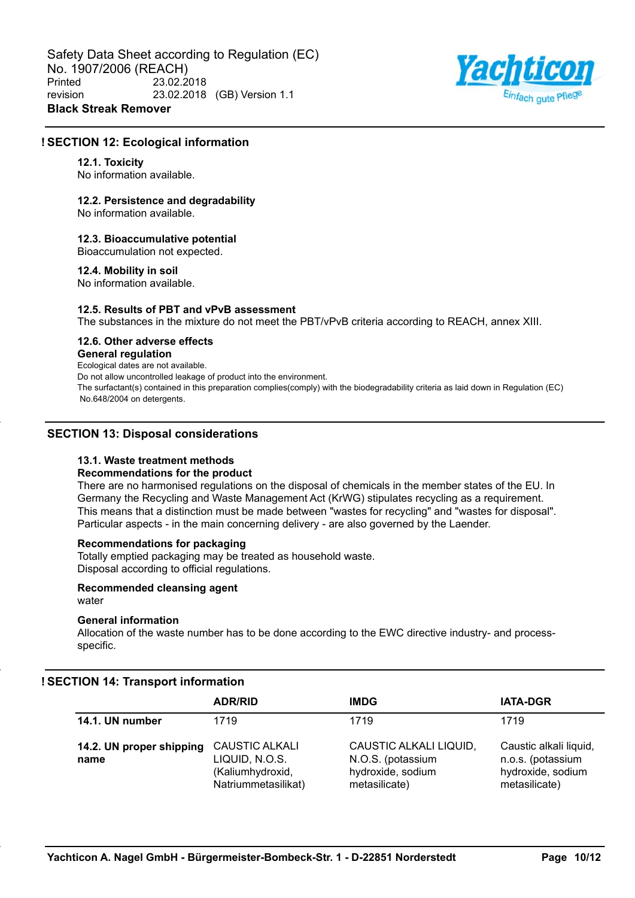## ! SECTION 12: Ecological information

### 12.1. Toxicity

No information available.

### 12.2. Persistence and degradability

No information available.

### 12.3. Bioaccumulative potential

Bioaccumulation not expected.

### 12.4. Mobility in soil

No information available.

### 12.5. Results of PBT and vPvB assessment

The substances in the mixture do not meet the PBT/vPvB criteria according to REACH, annex XIII.

### 12.6. Other adverse effects

**General regulation**

Ecological dates are not available.
Do not allow uncontrolled leakage of product into the environment.
The surfactant(s) contained in this preparation complies(comply) with the biodegradability criteria as laid down in Regulation (EC) No.648/2004 on detergents.

## SECTION 13: Disposal considerations

### 13.1. Waste treatment methods

**Recommendations for the product**

There are no harmonised regulations on the disposal of chemicals in the member states of the EU. In Germany the Recycling and Waste Management Act (KrWG) stipulates recycling as a requirement. This means that a distinction must be made between "wastes for recycling" and "wastes for disposal". Particular aspects - in the main concerning delivery - are also governed by the Laender.

**Recommendations for packaging**

Totally emptied packaging may be treated as household waste.
Disposal according to official regulations.

**Recommended cleansing agent**

water

**General information**

Allocation of the waste number has to be done according to the EWC directive industry- and process-specific.

## ! SECTION 14: Transport information

| | ADR/RID | IMDG | IATA-DGR |
|---|---|---|---|
| **14.1. UN number** | 1719 | 1719 | 1719 |
| **14.2. UN proper shipping name** | CAUSTIC ALKALI LIQUID, N.O.S. (Kaliumhydroxid, Natriummetasilikat) | CAUSTIC ALKALI LIQUID, N.O.S. (potassium hydroxide, sodium metasilicate) | Caustic alkali liquid, n.o.s. (potassium hydroxide, sodium metasilicate) |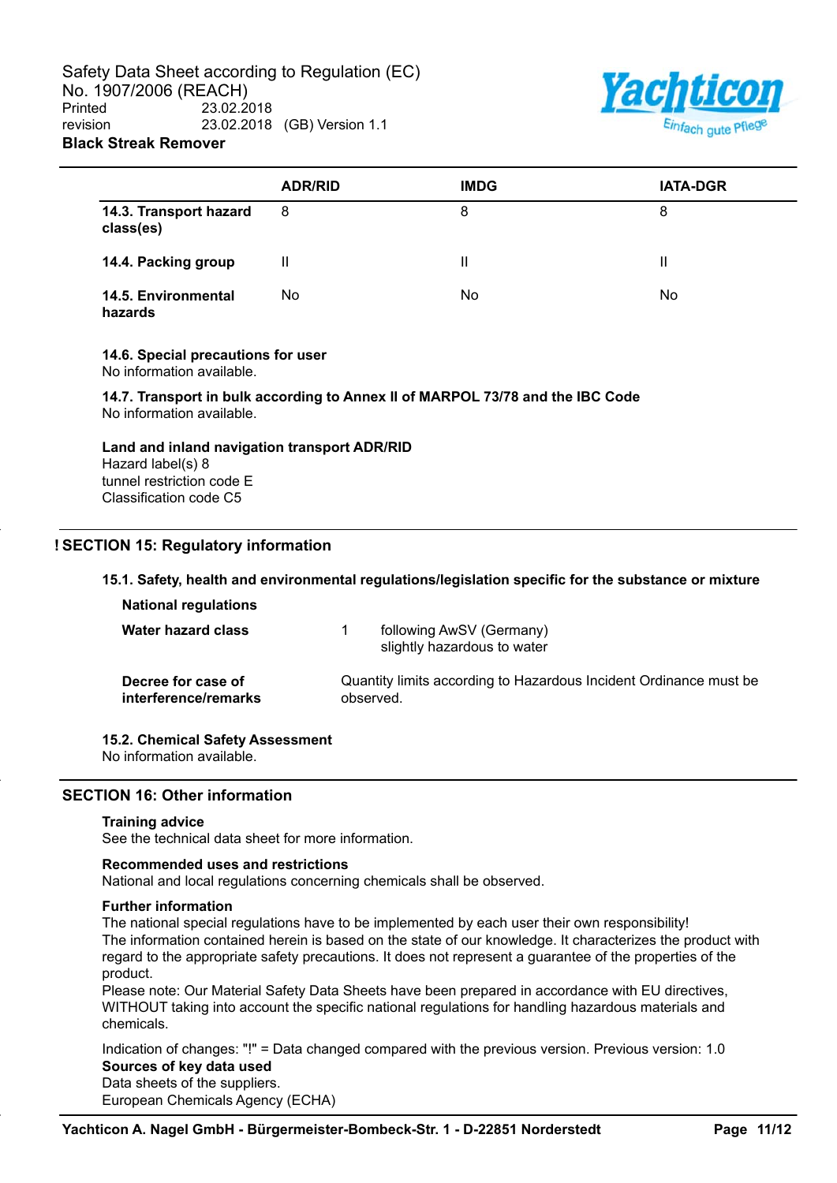| | ADR/RID | IMDG | IATA-DGR |
|---|---|---|---|
| **14.3. Transport hazard class(es)** | 8 | 8 | 8 |
| **14.4. Packing group** | II | II | II |
| **14.5. Environmental hazards** | No | No | No |

**14.6. Special precautions for user**
No information available.

**14.7. Transport in bulk according to Annex II of MARPOL 73/78 and the IBC Code**
No information available.

**Land and inland navigation transport ADR/RID**
Hazard label(s) 8
tunnel restriction code E
Classification code C5

## ! SECTION 15: Regulatory information

**15.1. Safety, health and environmental regulations/legislation specific for the substance or mixture**

**National regulations**

**Water hazard class** 1 following AwSV (Germany)
slightly hazardous to water

**Decree for case of interference/remarks** Quantity limits according to Hazardous Incident Ordinance must be observed.

**15.2. Chemical Safety Assessment**
No information available.

## SECTION 16: Other information

**Training advice**
See the technical data sheet for more information.

**Recommended uses and restrictions**
National and local regulations concerning chemicals shall be observed.

**Further information**
The national special regulations have to be implemented by each user their own responsibility!
The information contained herein is based on the state of our knowledge. It characterizes the product with regard to the appropriate safety precautions. It does not represent a guarantee of the properties of the product.
Please note: Our Material Safety Data Sheets have been prepared in accordance with EU directives, WITHOUT taking into account the specific national regulations for handling hazardous materials and chemicals.

Indication of changes: "!" = Data changed compared with the previous version. Previous version: 1.0

**Sources of key data used**
Data sheets of the suppliers.
European Chemicals Agency (ECHA)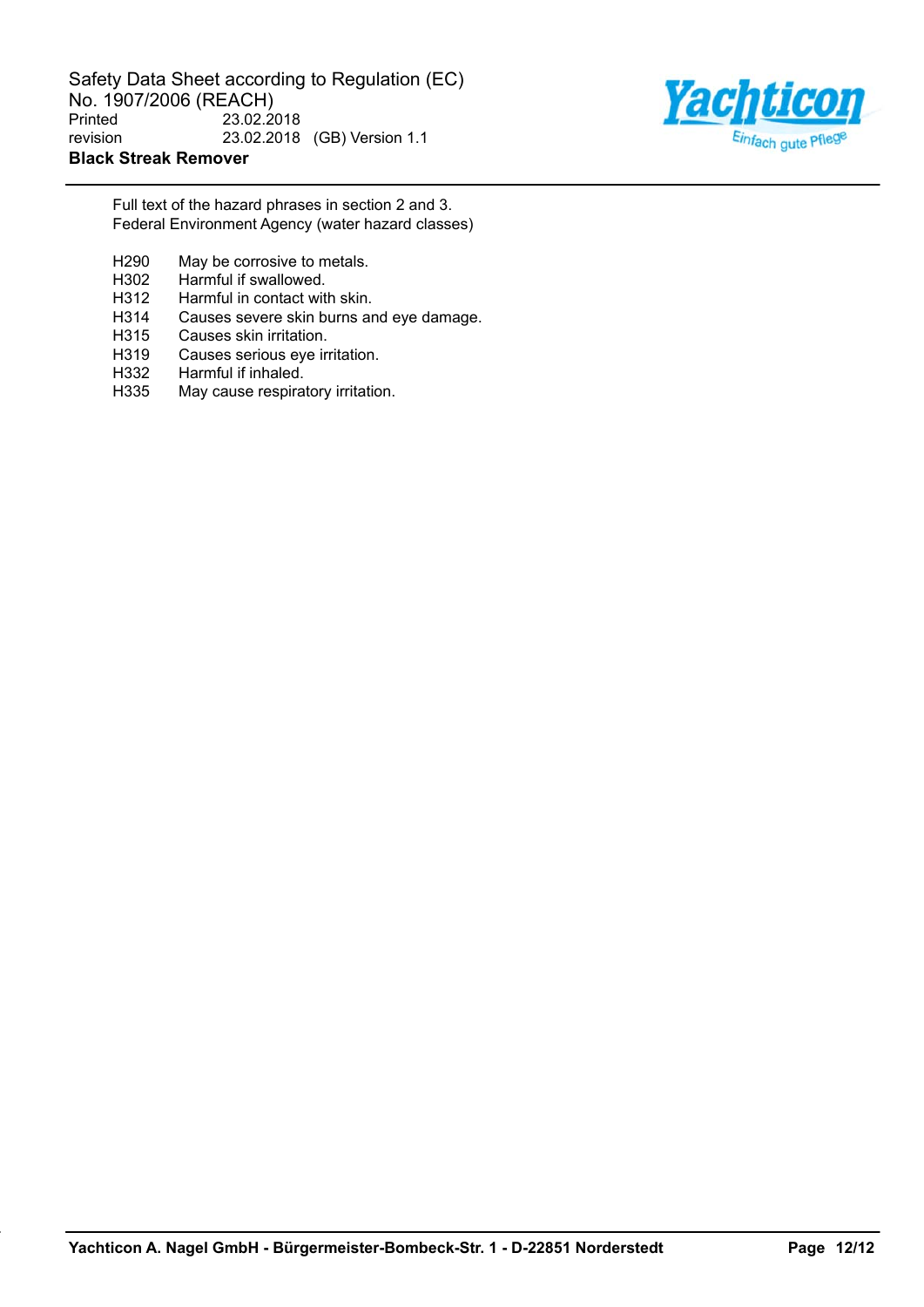Full text of the hazard phrases in section 2 and 3.
Federal Environment Agency (water hazard classes)

| | |
|---|---|
| H290 | May be corrosive to metals. |
| H302 | Harmful if swallowed. |
| H312 | Harmful in contact with skin. |
| H314 | Causes severe skin burns and eye damage. |
| H315 | Causes skin irritation. |
| H319 | Causes serious eye irritation. |
| H332 | Harmful if inhaled. |
| H335 | May cause respiratory irritation. |